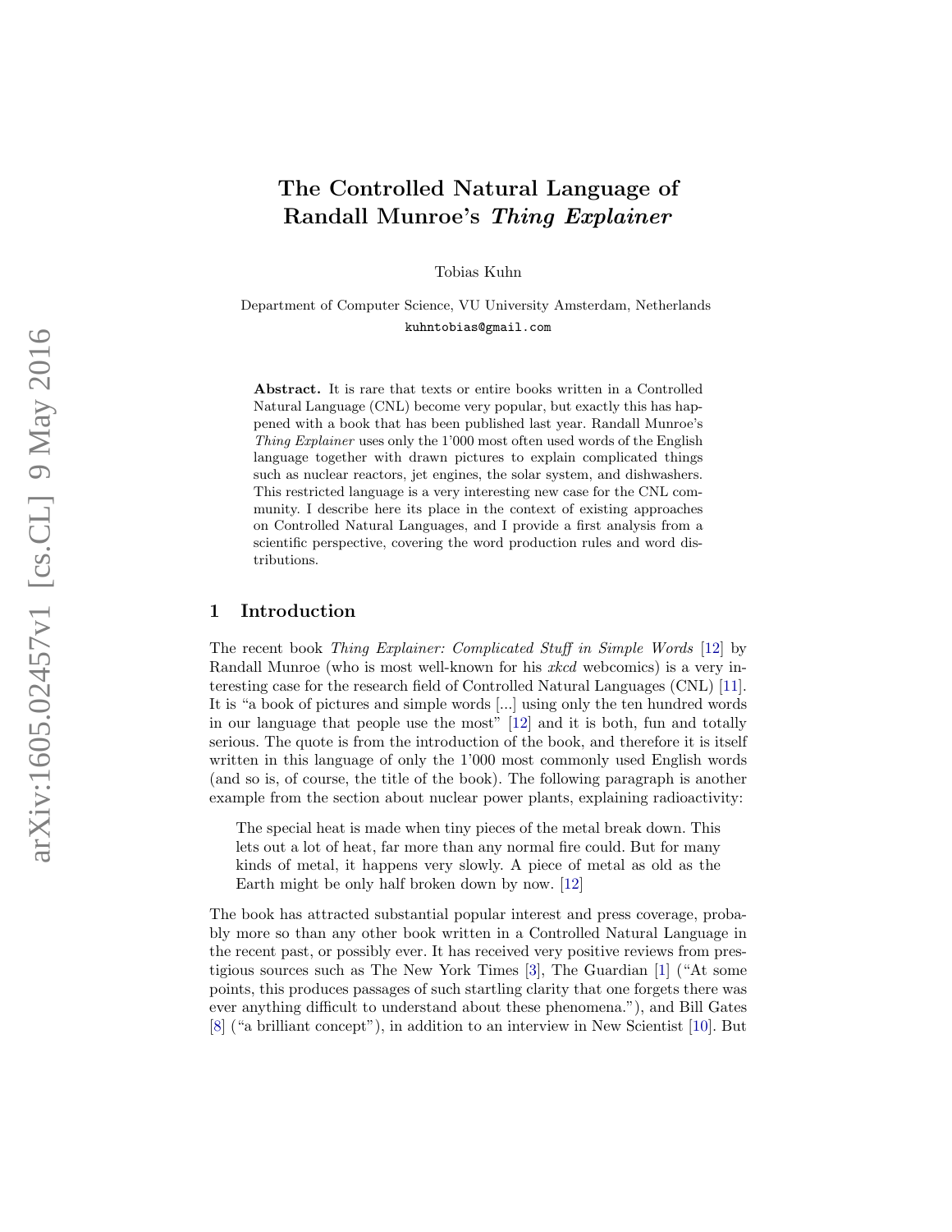# The Controlled Natural Language of Randall Munroe's *Thing Explainer*

Tobias Kuhn

Department of Computer Science, VU University Amsterdam, Netherlands
kuhntobias@gmail.com

**Abstract.** It is rare that texts or entire books written in a Controlled Natural Language (CNL) become very popular, but exactly this has happened with a book that has been published last year. Randall Munroe's *Thing Explainer* uses only the 1'000 most often used words of the English language together with drawn pictures to explain complicated things such as nuclear reactors, jet engines, the solar system, and dishwashers. This restricted language is a very interesting new case for the CNL community. I describe here its place in the context of existing approaches on Controlled Natural Languages, and I provide a first analysis from a scientific perspective, covering the word production rules and word distributions.

## 1 Introduction

The recent book *Thing Explainer: Complicated Stuff in Simple Words* [12] by Randall Munroe (who is most well-known for his *xkcd* webcomics) is a very interesting case for the research field of Controlled Natural Languages (CNL) [11]. It is "a book of pictures and simple words [...] using only the ten hundred words in our language that people use the most" [12] and it is both, fun and totally serious. The quote is from the introduction of the book, and therefore it is itself written in this language of only the 1'000 most commonly used English words (and so is, of course, the title of the book). The following paragraph is another example from the section about nuclear power plants, explaining radioactivity:

> The special heat is made when tiny pieces of the metal break down. This lets out a lot of heat, far more than any normal fire could. But for many kinds of metal, it happens very slowly. A piece of metal as old as the Earth might be only half broken down by now. [12]

The book has attracted substantial popular interest and press coverage, probably more so than any other book written in a Controlled Natural Language in the recent past, or possibly ever. It has received very positive reviews from prestigious sources such as The New York Times [3], The Guardian [1] ("At some points, this produces passages of such startling clarity that one forgets there was ever anything difficult to understand about these phenomena."), and Bill Gates [8] ("a brilliant concept"), in addition to an interview in New Scientist [10]. But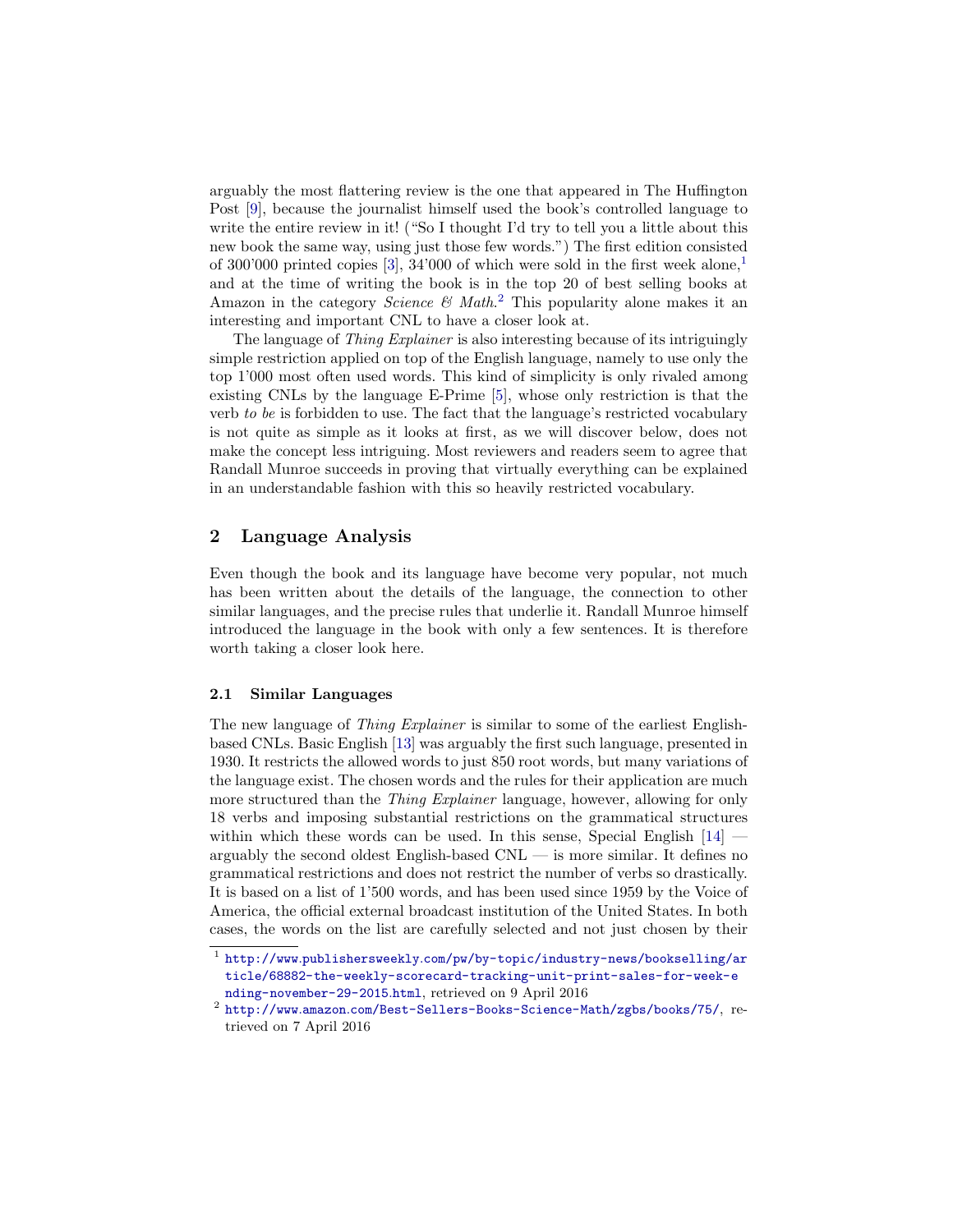arguably the most flattering review is the one that appeared in The Huffington Post [9], because the journalist himself used the book's controlled language to write the entire review in it! ("So I thought I'd try to tell you a little about this new book the same way, using just those few words.") The first edition consisted of 300'000 printed copies [3], 34'000 of which were sold in the first week alone,[1] and at the time of writing the book is in the top 20 of best selling books at Amazon in the category *Science & Math*.[2] This popularity alone makes it an interesting and important CNL to have a closer look at.

The language of *Thing Explainer* is also interesting because of its intriguingly simple restriction applied on top of the English language, namely to use only the top 1'000 most often used words. This kind of simplicity is only rivaled among existing CNLs by the language E-Prime [5], whose only restriction is that the verb *to be* is forbidden to use. The fact that the language's restricted vocabulary is not quite as simple as it looks at first, as we will discover below, does not make the concept less intriguing. Most reviewers and readers seem to agree that Randall Munroe succeeds in proving that virtually everything can be explained in an understandable fashion with this so heavily restricted vocabulary.

## 2 Language Analysis

Even though the book and its language have become very popular, not much has been written about the details of the language, the connection to other similar languages, and the precise rules that underlie it. Randall Munroe himself introduced the language in the book with only a few sentences. It is therefore worth taking a closer look here.

### 2.1 Similar Languages

The new language of *Thing Explainer* is similar to some of the earliest English-based CNLs. Basic English [13] was arguably the first such language, presented in 1930. It restricts the allowed words to just 850 root words, but many variations of the language exist. The chosen words and the rules for their application are much more structured than the *Thing Explainer* language, however, allowing for only 18 verbs and imposing substantial restrictions on the grammatical structures within which these words can be used. In this sense, Special English [14] — arguably the second oldest English-based CNL — is more similar. It defines no grammatical restrictions and does not restrict the number of verbs so drastically. It is based on a list of 1'500 words, and has been used since 1959 by the Voice of America, the official external broadcast institution of the United States. In both cases, the words on the list are carefully selected and not just chosen by their

[1] http://www.publishersweekly.com/pw/by-topic/industry-news/bookselling/article/68882-the-weekly-scorecard-tracking-unit-print-sales-for-week-ending-november-29-2015.html, retrieved on 9 April 2016

[2] http://www.amazon.com/Best-Sellers-Books-Science-Math/zgbs/books/75/, retrieved on 7 April 2016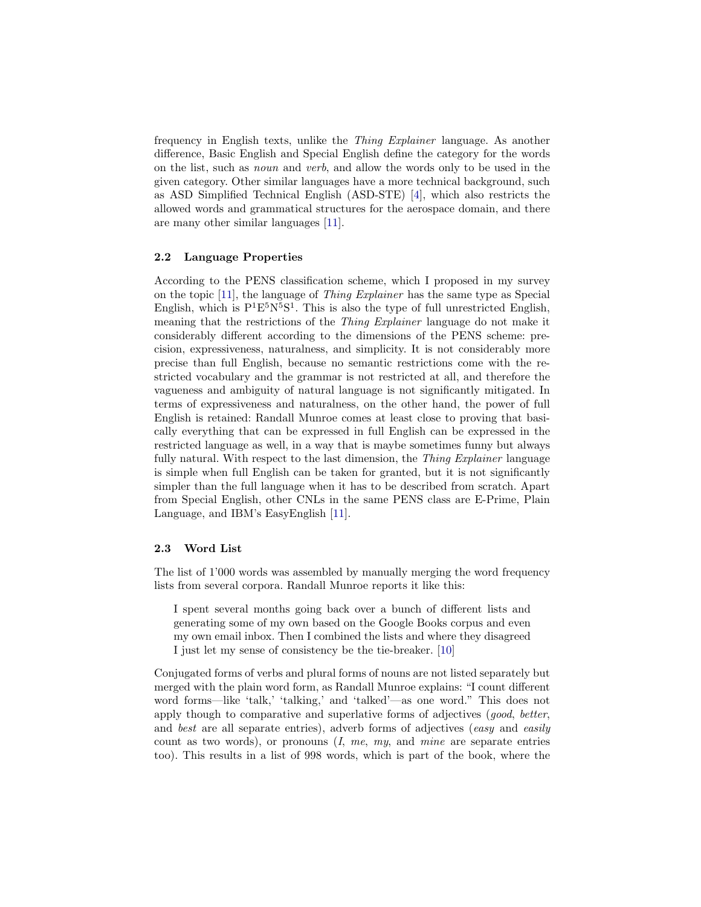frequency in English texts, unlike the *Thing Explainer* language. As another difference, Basic English and Special English define the category for the words on the list, such as *noun* and *verb*, and allow the words only to be used in the given category. Other similar languages have a more technical background, such as ASD Simplified Technical English (ASD-STE) [4], which also restricts the allowed words and grammatical structures for the aerospace domain, and there are many other similar languages [11].

### 2.2 Language Properties

According to the PENS classification scheme, which I proposed in my survey on the topic [11], the language of *Thing Explainer* has the same type as Special English, which is $P^1E^5N^5S^1$. This is also the type of full unrestricted English, meaning that the restrictions of the *Thing Explainer* language do not make it considerably different according to the dimensions of the PENS scheme: precision, expressiveness, naturalness, and simplicity. It is not considerably more precise than full English, because no semantic restrictions come with the restricted vocabulary and the grammar is not restricted at all, and therefore the vagueness and ambiguity of natural language is not significantly mitigated. In terms of expressiveness and naturalness, on the other hand, the power of full English is retained: Randall Munroe comes at least close to proving that basically everything that can be expressed in full English can be expressed in the restricted language as well, in a way that is maybe sometimes funny but always fully natural. With respect to the last dimension, the *Thing Explainer* language is simple when full English can be taken for granted, but it is not significantly simpler than the full language when it has to be described from scratch. Apart from Special English, other CNLs in the same PENS class are E-Prime, Plain Language, and IBM's EasyEnglish [11].

### 2.3 Word List

The list of 1'000 words was assembled by manually merging the word frequency lists from several corpora. Randall Munroe reports it like this:

> I spent several months going back over a bunch of different lists and generating some of my own based on the Google Books corpus and even my own email inbox. Then I combined the lists and where they disagreed I just let my sense of consistency be the tie-breaker. [10]

Conjugated forms of verbs and plural forms of nouns are not listed separately but merged with the plain word form, as Randall Munroe explains: "I count different word forms—like 'talk,' 'talking,' and 'talked'—as one word." This does not apply though to comparative and superlative forms of adjectives (*good*, *better*, and *best* are all separate entries), adverb forms of adjectives (*easy* and *easily* count as two words), or pronouns (*I*, *me*, *my*, and *mine* are separate entries too). This results in a list of 998 words, which is part of the book, where the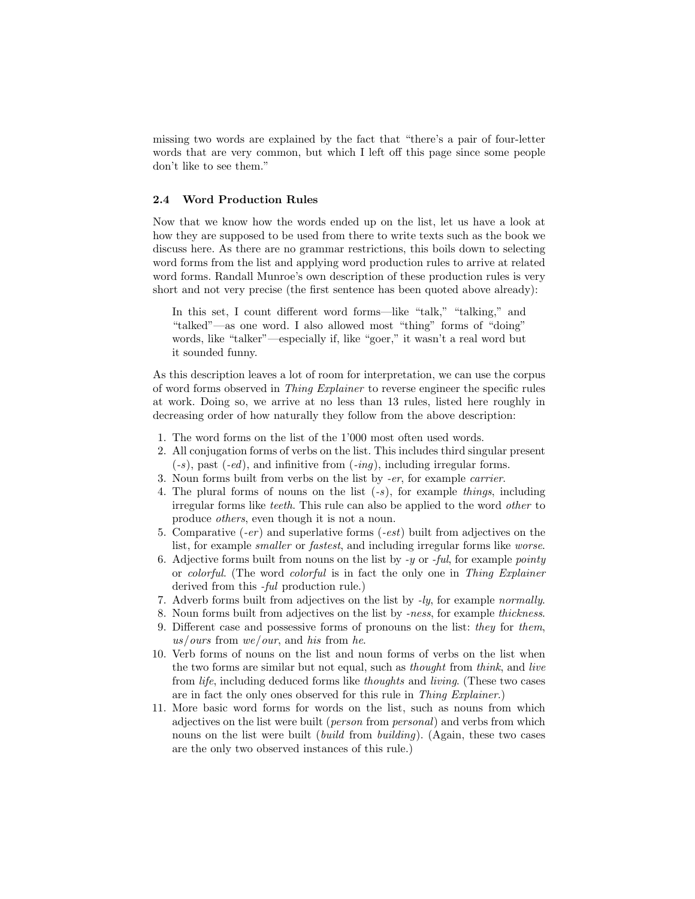missing two words are explained by the fact that "there's a pair of four-letter words that are very common, but which I left off this page since some people don't like to see them."

### 2.4 Word Production Rules

Now that we know how the words ended up on the list, let us have a look at how they are supposed to be used from there to write texts such as the book we discuss here. As there are no grammar restrictions, this boils down to selecting word forms from the list and applying word production rules to arrive at related word forms. Randall Munroe's own description of these production rules is very short and not very precise (the first sentence has been quoted above already):

> In this set, I count different word forms—like "talk," "talking," and "talked"—as one word. I also allowed most "thing" forms of "doing" words, like "talker"—especially if, like "goer," it wasn't a real word but it sounded funny.

As this description leaves a lot of room for interpretation, we can use the corpus of word forms observed in *Thing Explainer* to reverse engineer the specific rules at work. Doing so, we arrive at no less than 13 rules, listed here roughly in decreasing order of how naturally they follow from the above description:

1. The word forms on the list of the 1'000 most often used words.
2. All conjugation forms of verbs on the list. This includes third singular present (*-s*), past (*-ed*), and infinitive from (*-ing*), including irregular forms.
3. Noun forms built from verbs on the list by *-er*, for example *carrier*.
4. The plural forms of nouns on the list (*-s*), for example *things*, including irregular forms like *teeth*. This rule can also be applied to the word *other* to produce *others*, even though it is not a noun.
5. Comparative (*-er*) and superlative forms (*-est*) built from adjectives on the list, for example *smaller* or *fastest*, and including irregular forms like *worse*.
6. Adjective forms built from nouns on the list by *-y* or *-ful*, for example *pointy* or *colorful*. (The word *colorful* is in fact the only one in *Thing Explainer* derived from this *-ful* production rule.)
7. Adverb forms built from adjectives on the list by *-ly*, for example *normally*.
8. Noun forms built from adjectives on the list by *-ness*, for example *thickness*.
9. Different case and possessive forms of pronouns on the list: *they* for *them*, *us*/*ours* from *we*/*our*, and *his* from *he*.
10. Verb forms of nouns on the list and noun forms of verbs on the list when the two forms are similar but not equal, such as *thought* from *think*, and *live* from *life*, including deduced forms like *thoughts* and *living*. (These two cases are in fact the only ones observed for this rule in *Thing Explainer*.)
11. More basic word forms for words on the list, such as nouns from which adjectives on the list were built (*person* from *personal*) and verbs from which nouns on the list were built (*build* from *building*). (Again, these two cases are the only two observed instances of this rule.)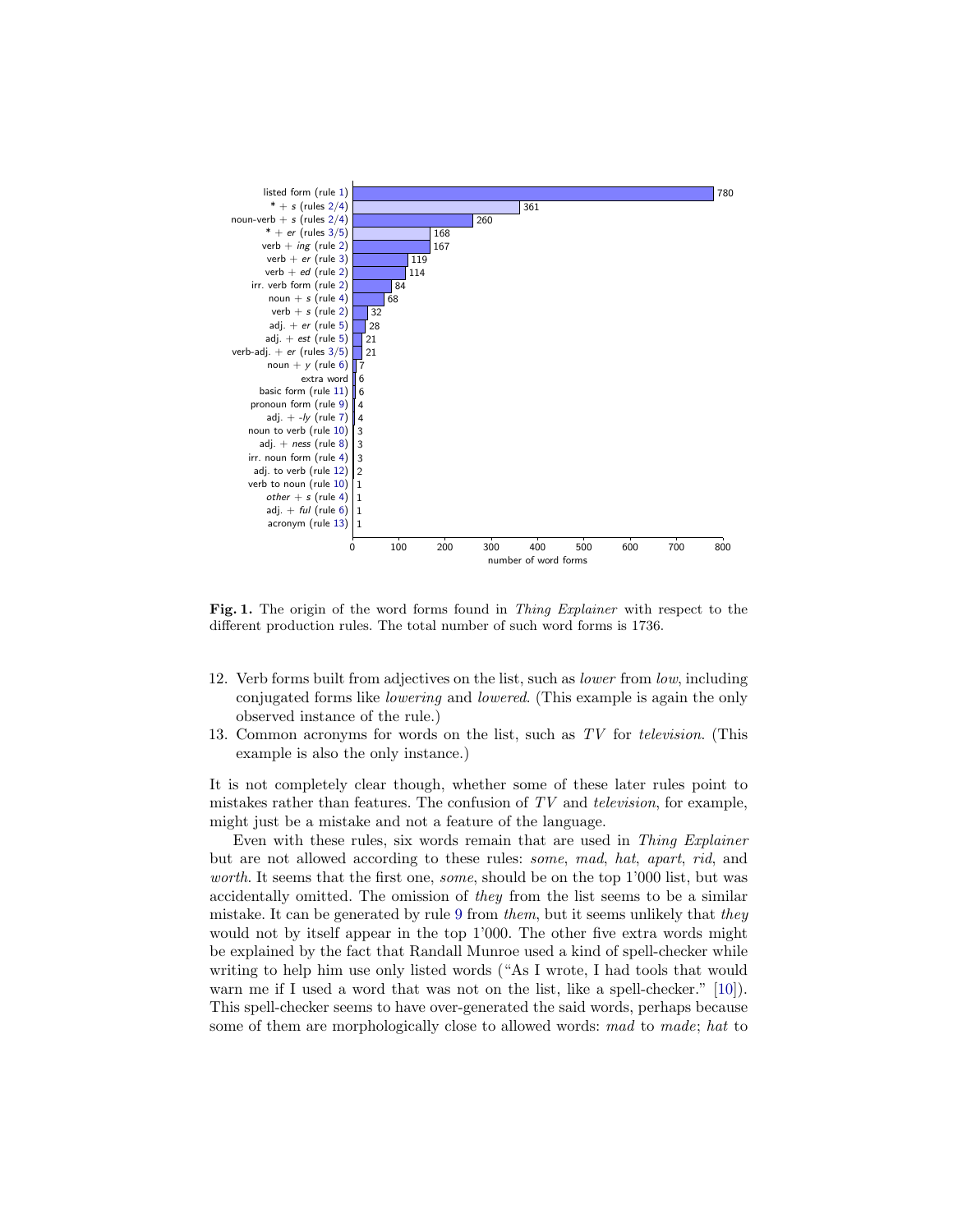| Production rule | Number of word forms |
|---|---|
| listed form (rule 1) | 780 |
| * + *s* (rules 2/4) | 361 |
| noun-verb + *s* (rules 2/4) | 260 |
| * + *er* (rules 3/5) | 168 |
| verb + *ing* (rule 2) | 167 |
| verb + *er* (rule 3) | 119 |
| verb + *ed* (rule 2) | 114 |
| irr. verb form (rule 2) | 84 |
| noun + *s* (rule 4) | 68 |
| verb + *s* (rule 2) | 32 |
| adj. + *er* (rule 5) | 28 |
| adj. + *est* (rule 5) | 21 |
| verb-adj. + *er* (rules 3/5) | 21 |
| noun + *y* (rule 6) | 7 |
| extra word | 6 |
| basic form (rule 11) | 6 |
| pronoun form (rule 9) | 4 |
| adj. + *-ly* (rule 7) | 4 |
| noun to verb (rule 10) | 3 |
| adj. + *ness* (rule 8) | 3 |
| irr. noun form (rule 4) | 3 |
| adj. to verb (rule 12) | 2 |
| verb to noun (rule 10) | 1 |
| *other* + *s* (rule 4) | 1 |
| adj. + *ful* (rule 6) | 1 |
| acronym (rule 13) | 1 |

**Fig. 1.** The origin of the word forms found in *Thing Explainer* with respect to the different production rules. The total number of such word forms is 1736.

12. Verb forms built from adjectives on the list, such as *lower* from *low*, including conjugated forms like *lowering* and *lowered*. (This example is again the only observed instance of the rule.)
13. Common acronyms for words on the list, such as *TV* for *television*. (This example is also the only instance.)

It is not completely clear though, whether some of these later rules point to mistakes rather than features. The confusion of *TV* and *television*, for example, might just be a mistake and not a feature of the language.

Even with these rules, six words remain that are used in *Thing Explainer* but are not allowed according to these rules: *some*, *mad*, *hat*, *apart*, *rid*, and *worth*. It seems that the first one, *some*, should be on the top 1'000 list, but was accidentally omitted. The omission of *they* from the list seems to be a similar mistake. It can be generated by rule 9 from *them*, but it seems unlikely that *they* would not by itself appear in the top 1'000. The other five extra words might be explained by the fact that Randall Munroe used a kind of spell-checker while writing to help him use only listed words ("As I wrote, I had tools that would warn me if I used a word that was not on the list, like a spell-checker." [10]). This spell-checker seems to have over-generated the said words, perhaps because some of them are morphologically close to allowed words: *mad* to *made*; *hat* to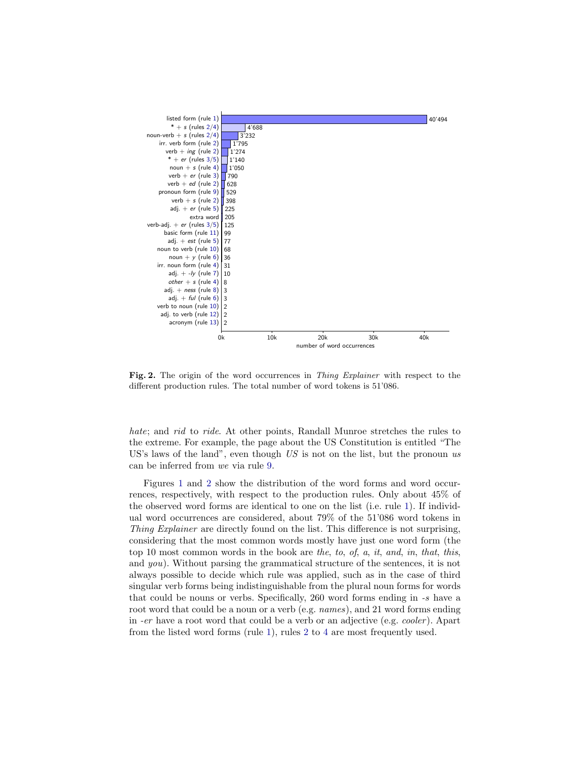| Production rule | Number of word occurrences |
|---|---|
| listed form (rule 1) | 40'494 |
| * + *s* (rules 2/4) | 4'688 |
| noun-verb + *s* (rules 2/4) | 3'232 |
| irr. verb form (rule 2) | 1'795 |
| verb + *ing* (rule 2) | 1'274 |
| * + *er* (rules 3/5) | 1'140 |
| noun + *s* (rule 4) | 1'050 |
| verb + *er* (rule 3) | 790 |
| verb + *ed* (rule 2) | 628 |
| pronoun form (rule 9) | 529 |
| verb + *s* (rule 2) | 398 |
| adj. + *er* (rule 5) | 225 |
| extra word | 205 |
| verb-adj. + *er* (rules 3/5) | 125 |
| basic form (rule 11) | 99 |
| adj. + *est* (rule 5) | 77 |
| noun to verb (rule 10) | 68 |
| noun + *y* (rule 6) | 36 |
| irr. noun form (rule 4) | 31 |
| adj. + *-ly* (rule 7) | 10 |
| *other* + *s* (rule 4) | 8 |
| adj. + *ness* (rule 8) | 3 |
| adj. + *ful* (rule 6) | 3 |
| verb to noun (rule 10) | 2 |
| adj. to verb (rule 12) | 2 |
| acronym (rule 13) | 2 |

**Fig. 2.** The origin of the word occurrences in *Thing Explainer* with respect to the different production rules. The total number of word tokens is 51'086.

*hate*; and *rid* to *ride*. At other points, Randall Munroe stretches the rules to the extreme. For example, the page about the US Constitution is entitled "The US's laws of the land", even though *US* is not on the list, but the pronoun *us* can be inferred from *we* via rule 9.

Figures 1 and 2 show the distribution of the word forms and word occurrences, respectively, with respect to the production rules. Only about 45% of the observed word forms are identical to one on the list (i.e. rule 1). If individual word occurrences are considered, about 79% of the 51'086 word tokens in *Thing Explainer* are directly found on the list. This difference is not surprising, considering that the most common words mostly have just one word form (the top 10 most common words in the book are *the*, *to*, *of*, *a*, *it*, *and*, *in*, *that*, *this*, and *you*). Without parsing the grammatical structure of the sentences, it is not always possible to decide which rule was applied, such as in the case of third singular verb forms being indistinguishable from the plural noun forms for words that could be nouns or verbs. Specifically, 260 word forms ending in *-s* have a root word that could be a noun or a verb (e.g. *names*), and 21 word forms ending in *-er* have a root word that could be a verb or an adjective (e.g. *cooler*). Apart from the listed word forms (rule 1), rules 2 to 4 are most frequently used.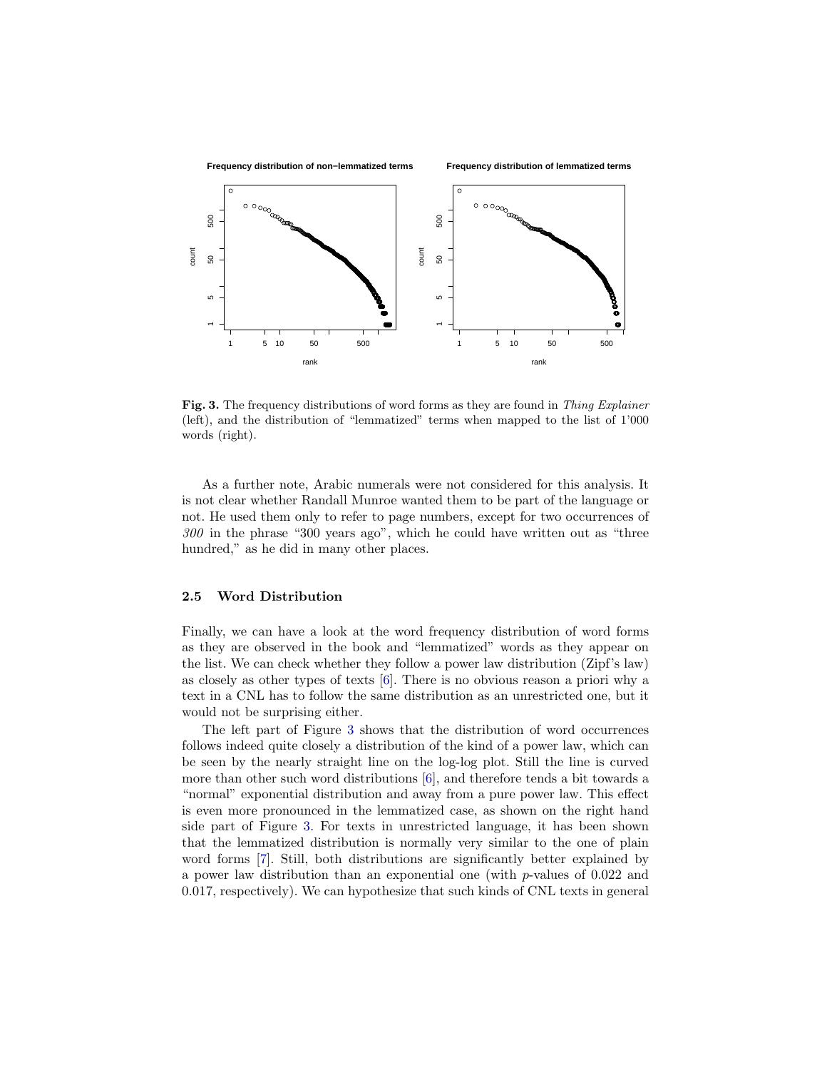**Fig. 3.** The frequency distributions of word forms as they are found in *Thing Explainer* (left), and the distribution of "lemmatized" terms when mapped to the list of 1'000 words (right).

As a further note, Arabic numerals were not considered for this analysis. It is not clear whether Randall Munroe wanted them to be part of the language or not. He used them only to refer to page numbers, except for two occurrences of *300* in the phrase "300 years ago", which he could have written out as "three hundred," as he did in many other places.

### 2.5 Word Distribution

Finally, we can have a look at the word frequency distribution of word forms as they are observed in the book and "lemmatized" words as they appear on the list. We can check whether they follow a power law distribution (Zipf's law) as closely as other types of texts [6]. There is no obvious reason a priori why a text in a CNL has to follow the same distribution as an unrestricted one, but it would not be surprising either.

The left part of Figure 3 shows that the distribution of word occurrences follows indeed quite closely a distribution of the kind of a power law, which can be seen by the nearly straight line on the log-log plot. Still the line is curved more than other such word distributions [6], and therefore tends a bit towards a "normal" exponential distribution and away from a pure power law. This effect is even more pronounced in the lemmatized case, as shown on the right hand side part of Figure 3. For texts in unrestricted language, it has been shown that the lemmatized distribution is normally very similar to the one of plain word forms [7]. Still, both distributions are significantly better explained by a power law distribution than an exponential one (with $p$-values of 0.022 and 0.017, respectively). We can hypothesize that such kinds of CNL texts in general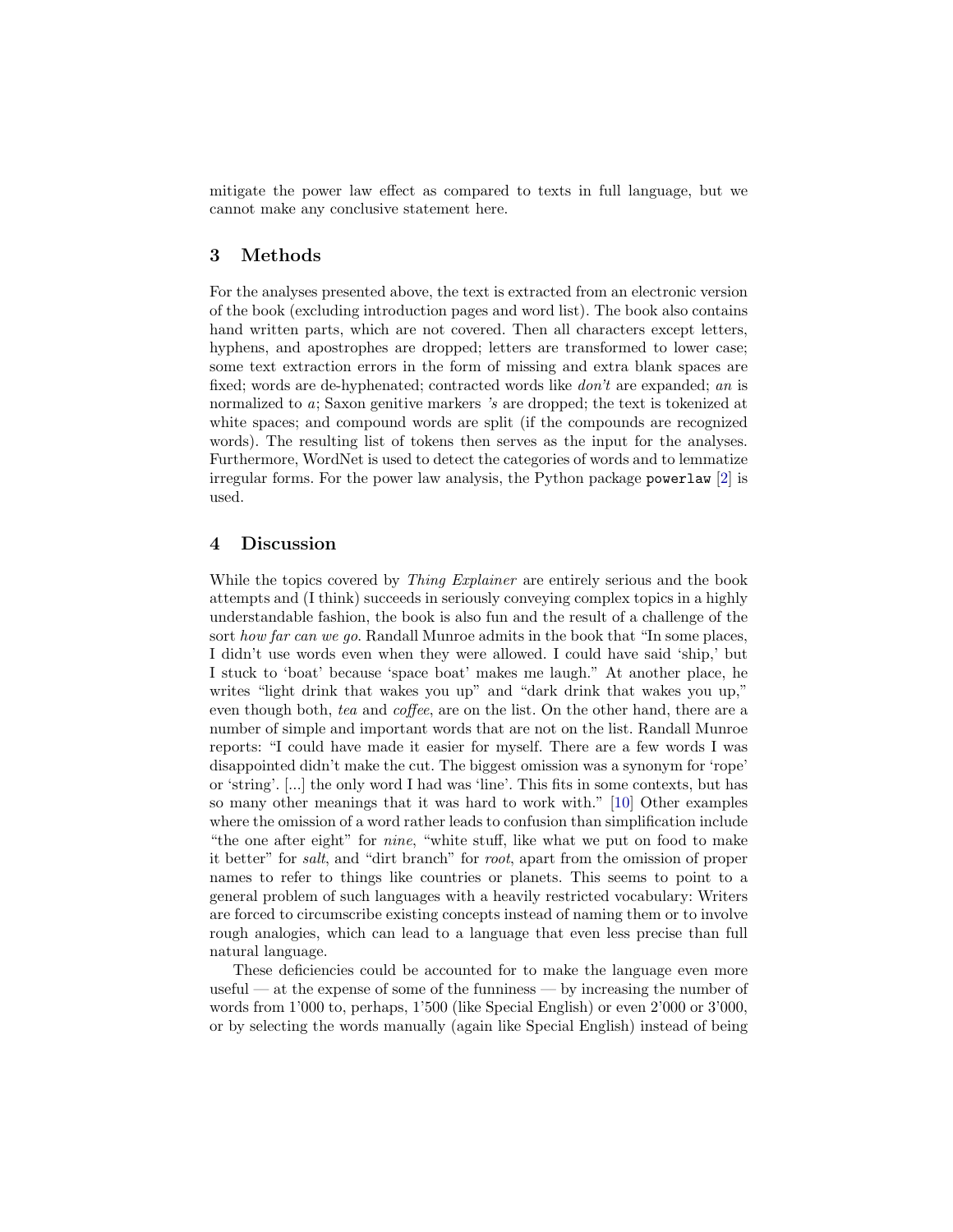mitigate the power law effect as compared to texts in full language, but we cannot make any conclusive statement here.

## 3 Methods

For the analyses presented above, the text is extracted from an electronic version of the book (excluding introduction pages and word list). The book also contains hand written parts, which are not covered. Then all characters except letters, hyphens, and apostrophes are dropped; letters are transformed to lower case; some text extraction errors in the form of missing and extra blank spaces are fixed; words are de-hyphenated; contracted words like *don't* are expanded; *an* is normalized to *a*; Saxon genitive markers *'s* are dropped; the text is tokenized at white spaces; and compound words are split (if the compounds are recognized words). The resulting list of tokens then serves as the input for the analyses. Furthermore, WordNet is used to detect the categories of words and to lemmatize irregular forms. For the power law analysis, the Python package `powerlaw` [2] is used.

## 4 Discussion

While the topics covered by *Thing Explainer* are entirely serious and the book attempts and (I think) succeeds in seriously conveying complex topics in a highly understandable fashion, the book is also fun and the result of a challenge of the sort *how far can we go*. Randall Munroe admits in the book that "In some places, I didn't use words even when they were allowed. I could have said 'ship,' but I stuck to 'boat' because 'space boat' makes me laugh." At another place, he writes "light drink that wakes you up" and "dark drink that wakes you up," even though both, *tea* and *coffee*, are on the list. On the other hand, there are a number of simple and important words that are not on the list. Randall Munroe reports: "I could have made it easier for myself. There are a few words I was disappointed didn't make the cut. The biggest omission was a synonym for 'rope' or 'string'. [...] the only word I had was 'line'. This fits in some contexts, but has so many other meanings that it was hard to work with." [10] Other examples where the omission of a word rather leads to confusion than simplification include "the one after eight" for *nine*, "white stuff, like what we put on food to make it better" for *salt*, and "dirt branch" for *root*, apart from the omission of proper names to refer to things like countries or planets. This seems to point to a general problem of such languages with a heavily restricted vocabulary: Writers are forced to circumscribe existing concepts instead of naming them or to involve rough analogies, which can lead to a language that even less precise than full natural language.

These deficiencies could be accounted for to make the language even more useful — at the expense of some of the funniness — by increasing the number of words from 1'000 to, perhaps, 1'500 (like Special English) or even 2'000 or 3'000, or by selecting the words manually (again like Special English) instead of being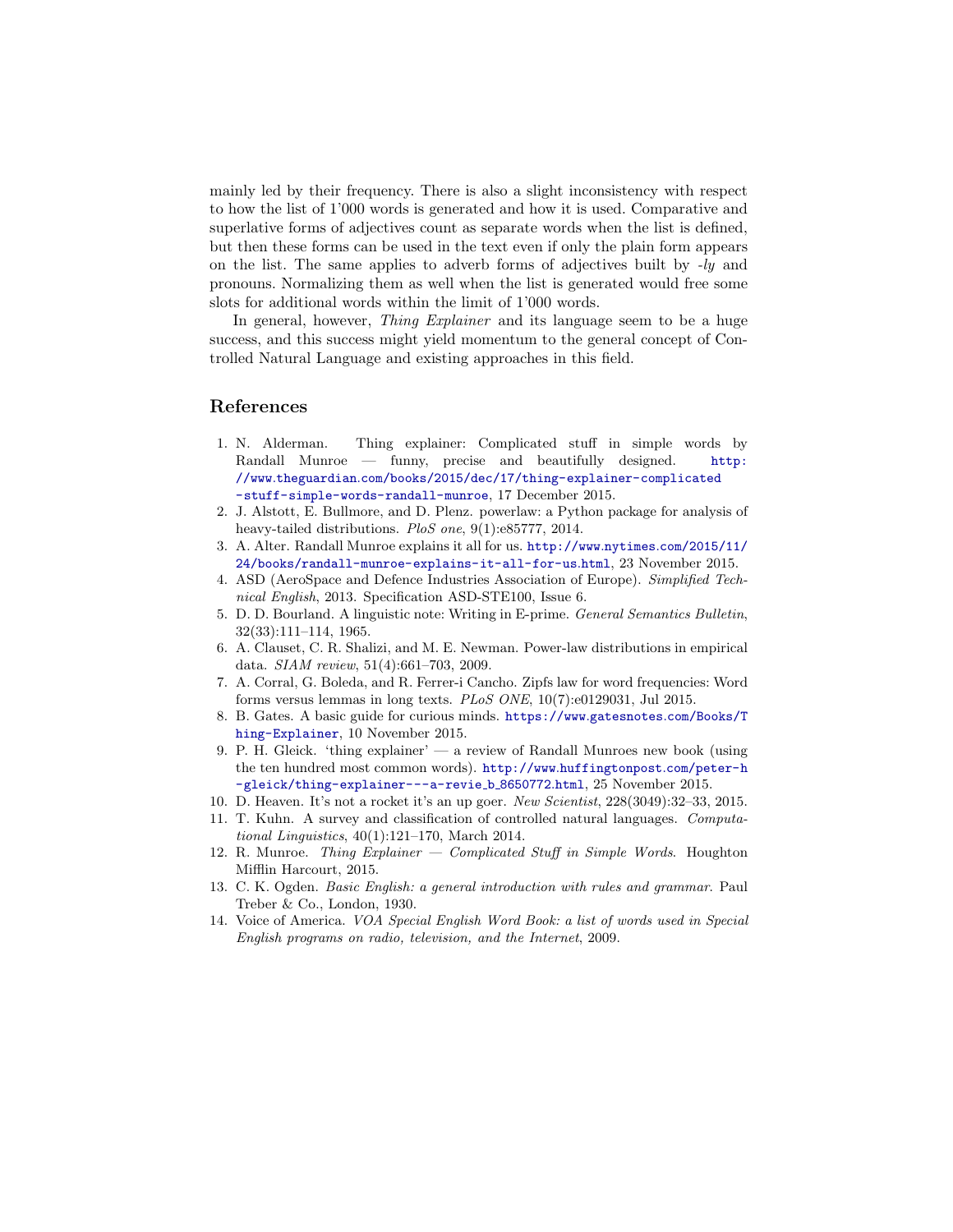mainly led by their frequency. There is also a slight inconsistency with respect to how the list of 1'000 words is generated and how it is used. Comparative and superlative forms of adjectives count as separate words when the list is defined, but then these forms can be used in the text even if only the plain form appears on the list. The same applies to adverb forms of adjectives built by *-ly* and pronouns. Normalizing them as well when the list is generated would free some slots for additional words within the limit of 1'000 words.

In general, however, *Thing Explainer* and its language seem to be a huge success, and this success might yield momentum to the general concept of Controlled Natural Language and existing approaches in this field.

## References

1. N. Alderman. Thing explainer: Complicated stuff in simple words by Randall Munroe — funny, precise and beautifully designed. http://www.theguardian.com/books/2015/dec/17/thing-explainer-complicated-stuff-simple-words-randall-munroe, 17 December 2015.
2. J. Alstott, E. Bullmore, and D. Plenz. powerlaw: a Python package for analysis of heavy-tailed distributions. *PloS one*, 9(1):e85777, 2014.
3. A. Alter. Randall Munroe explains it all for us. http://www.nytimes.com/2015/11/24/books/randall-munroe-explains-it-all-for-us.html, 23 November 2015.
4. ASD (AeroSpace and Defence Industries Association of Europe). *Simplified Technical English*, 2013. Specification ASD-STE100, Issue 6.
5. D. D. Bourland. A linguistic note: Writing in E-prime. *General Semantics Bulletin*, 32(33):111–114, 1965.
6. A. Clauset, C. R. Shalizi, and M. E. Newman. Power-law distributions in empirical data. *SIAM review*, 51(4):661–703, 2009.
7. A. Corral, G. Boleda, and R. Ferrer-i Cancho. Zipfs law for word frequencies: Word forms versus lemmas in long texts. *PLoS ONE*, 10(7):e0129031, Jul 2015.
8. B. Gates. A basic guide for curious minds. https://www.gatesnotes.com/Books/Thing-Explainer, 10 November 2015.
9. P. H. Gleick. 'thing explainer' — a review of Randall Munroes new book (using the ten hundred most common words). http://www.huffingtonpost.com/peter-h-gleick/thing-explainer---a-revie_b_8650772.html, 25 November 2015.
10. D. Heaven. It's not a rocket it's an up goer. *New Scientist*, 228(3049):32–33, 2015.
11. T. Kuhn. A survey and classification of controlled natural languages. *Computational Linguistics*, 40(1):121–170, March 2014.
12. R. Munroe. *Thing Explainer — Complicated Stuff in Simple Words*. Houghton Mifflin Harcourt, 2015.
13. C. K. Ogden. *Basic English: a general introduction with rules and grammar*. Paul Treber & Co., London, 1930.
14. Voice of America. *VOA Special English Word Book: a list of words used in Special English programs on radio, television, and the Internet*, 2009.